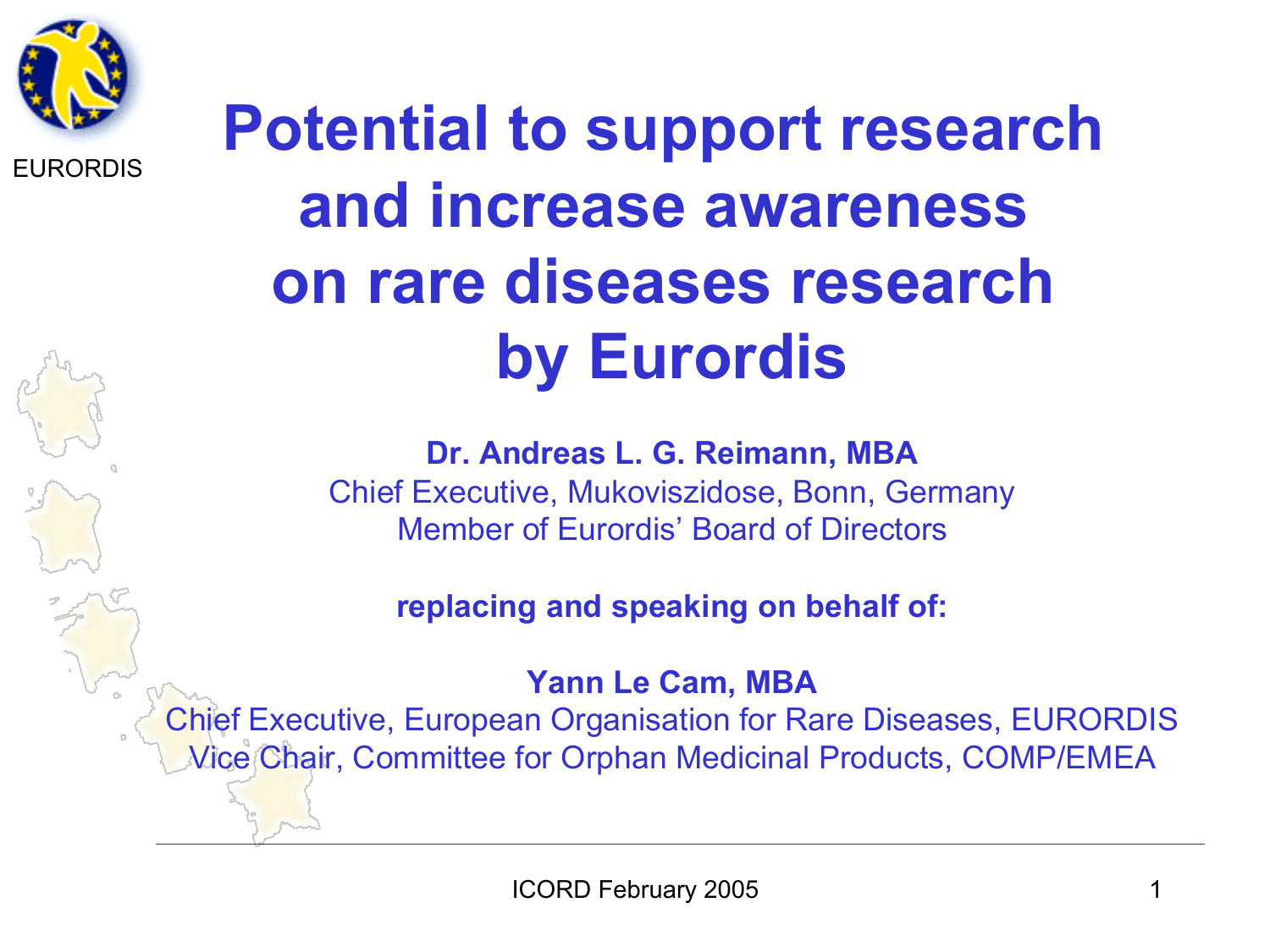EURORDIS

# Potential to support research and increase awareness on rare diseases research by Eurordis

**Dr. Andreas L. G. Reimann, MBA**
Chief Executive, Mukoviszidose, Bonn, Germany
Member of Eurordis' Board of Directors

**replacing and speaking on behalf of:**

**Yann Le Cam, MBA**
Chief Executive, European Organisation for Rare Diseases, EURORDIS
Vice Chair, Committee for Orphan Medicinal Products, COMP/EMEA

ICORD February 2005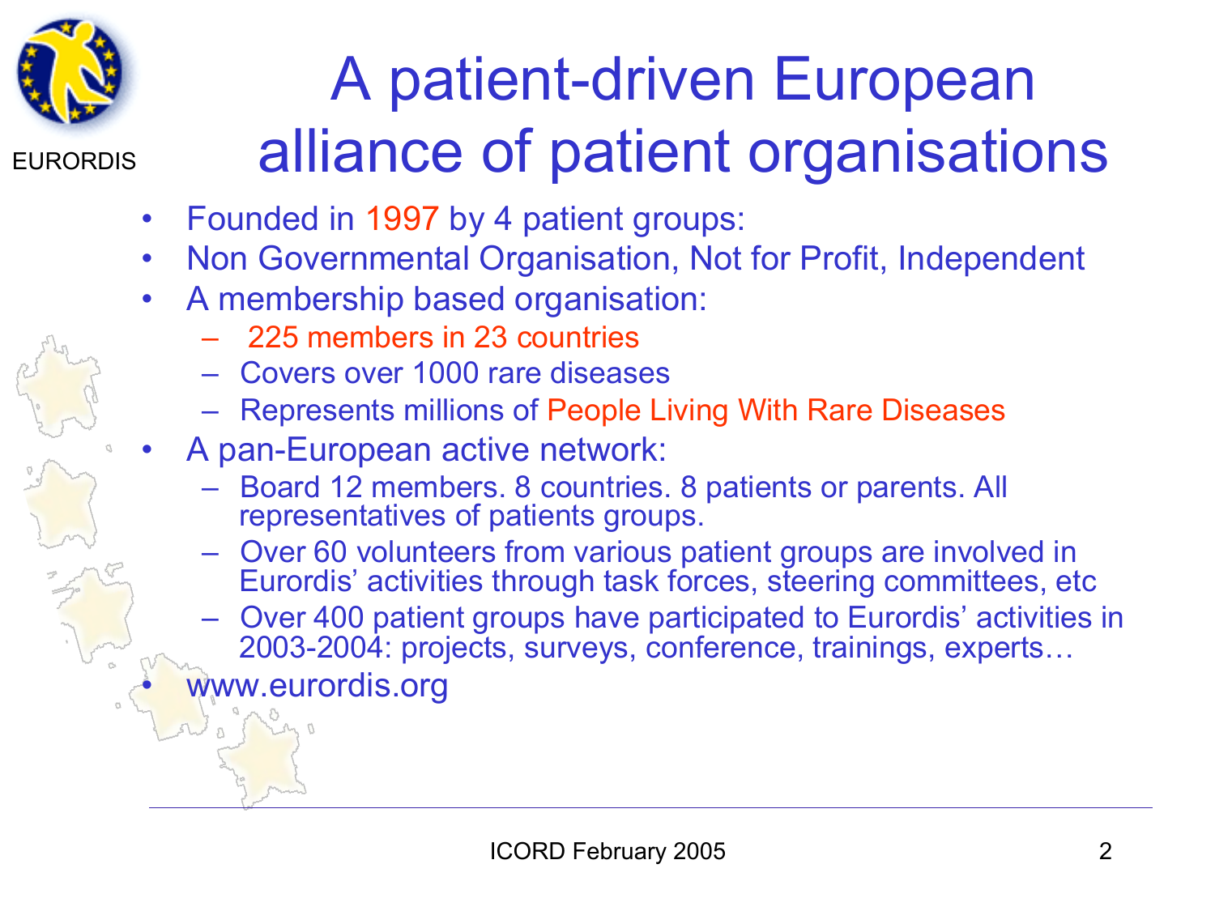# A patient-driven European alliance of patient organisations

EURORDIS

- Founded in 1997 by 4 patient groups:
- Non Governmental Organisation, Not for Profit, Independent
- A membership based organisation:
  - 225 members in 23 countries
  - Covers over 1000 rare diseases
  - Represents millions of People Living With Rare Diseases
- A pan-European active network:
  - Board 12 members. 8 countries. 8 patients or parents. All representatives of patients groups.
  - Over 60 volunteers from various patient groups are involved in Eurordis' activities through task forces, steering committees, etc
  - Over 400 patient groups have participated to Eurordis' activities in 2003-2004: projects, surveys, conference, trainings, experts…
- www.eurordis.org

ICORD February 2005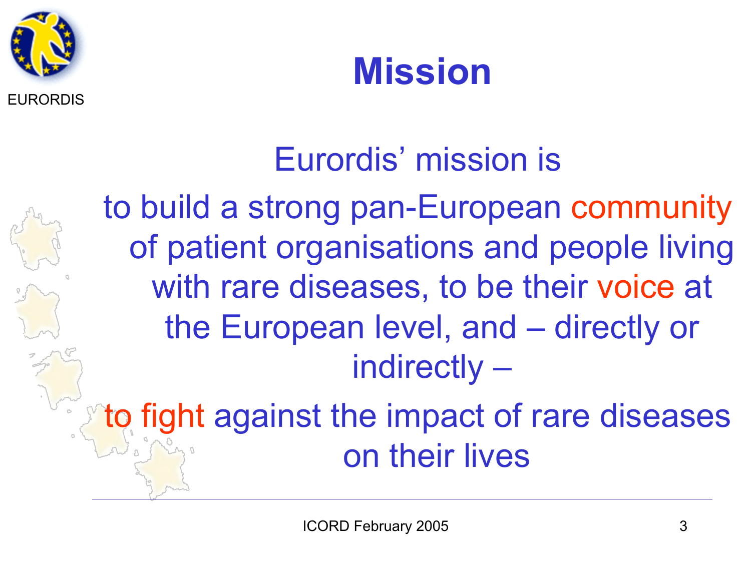# Mission

Eurordis' mission is

to build a strong pan-European community of patient organisations and people living with rare diseases, to be their voice at the European level, and – directly or indirectly –

to fight against the impact of rare diseases on their lives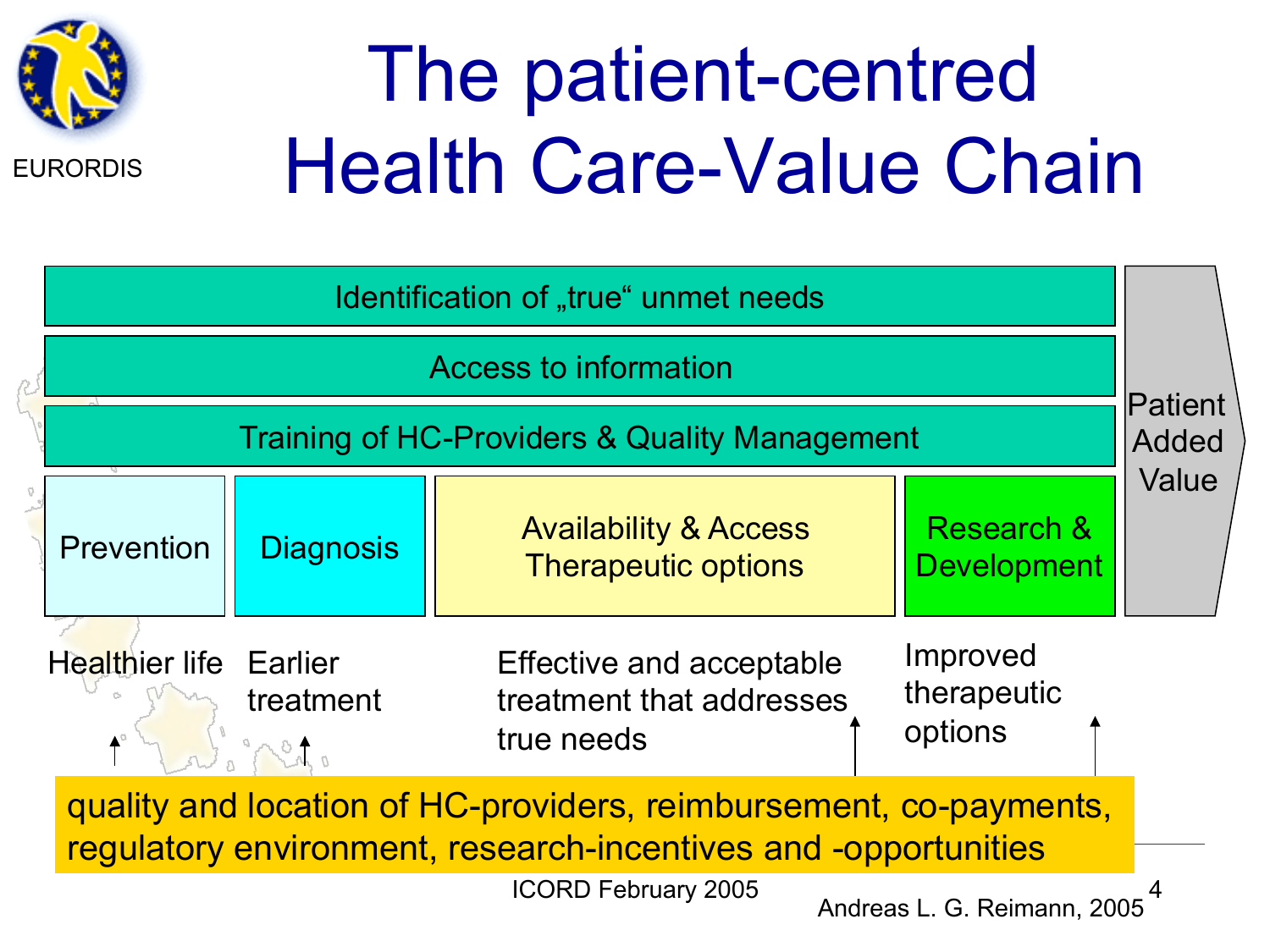EURORDIS

# The patient-centred Health Care-Value Chain

Identification of „true“ unmet needs

Access to information

Training of HC-Providers & Quality Management

| Prevention | Diagnosis | Availability & Access Therapeutic options | Research & Development |
| --- | --- | --- | --- |
| Healthier life | Earlier treatment | Effective and acceptable treatment that addresses true needs | Improved therapeutic options |

Patient Added Value

quality and location of HC-providers, reimbursement, co-payments, regulatory environment, research-incentives and -opportunities

ICORD February 2005

Andreas L. G. Reimann, 2005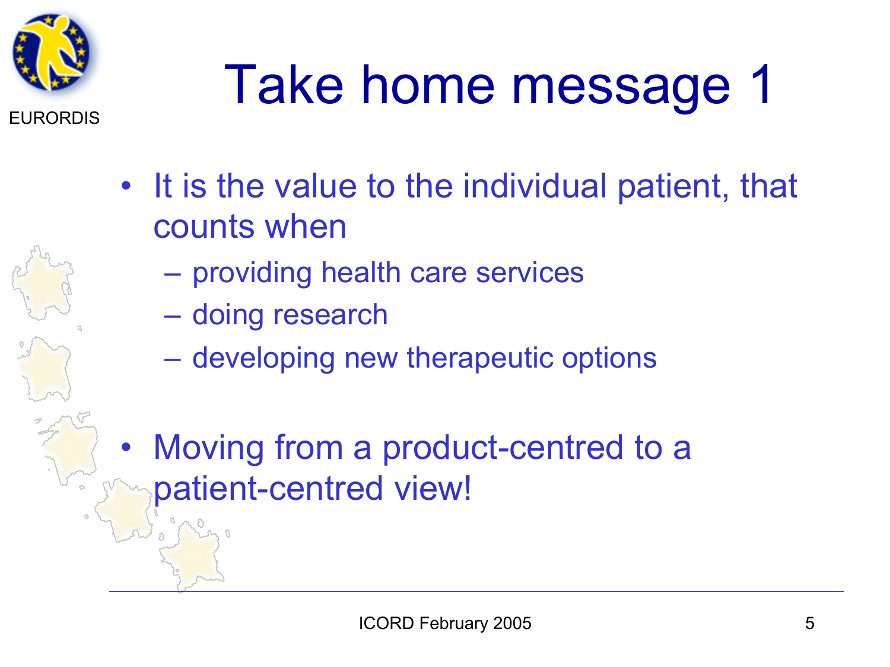# Take home message 1

- It is the value to the individual patient, that counts when
  - providing health care services
  - doing research
  - developing new therapeutic options
- Moving from a product-centred to a patient-centred view!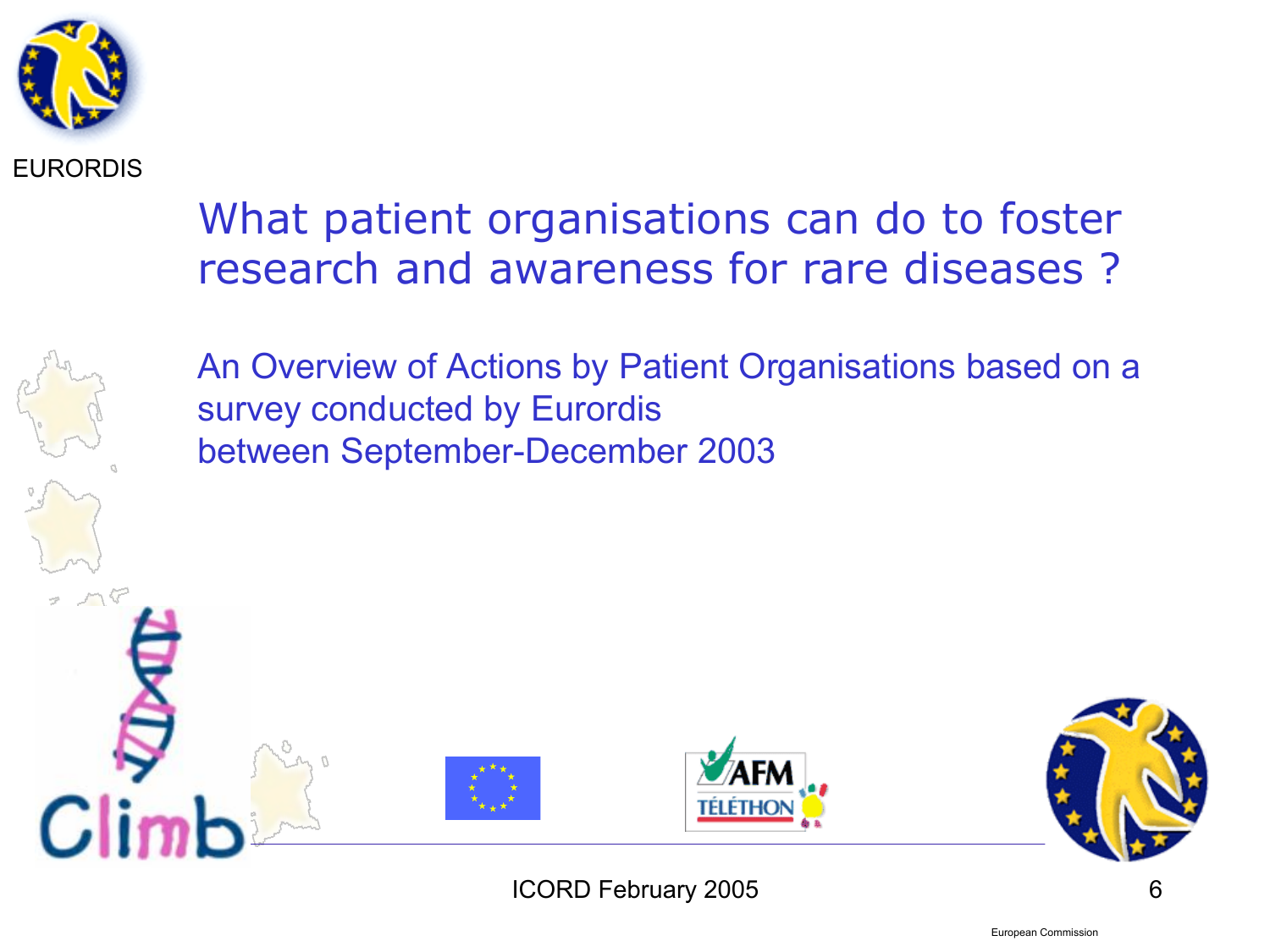EURORDIS

# What patient organisations can do to foster research and awareness for rare diseases ?

An Overview of Actions by Patient Organisations based on a survey conducted by Eurordis
between September-December 2003

ICORD February 2005

European Commission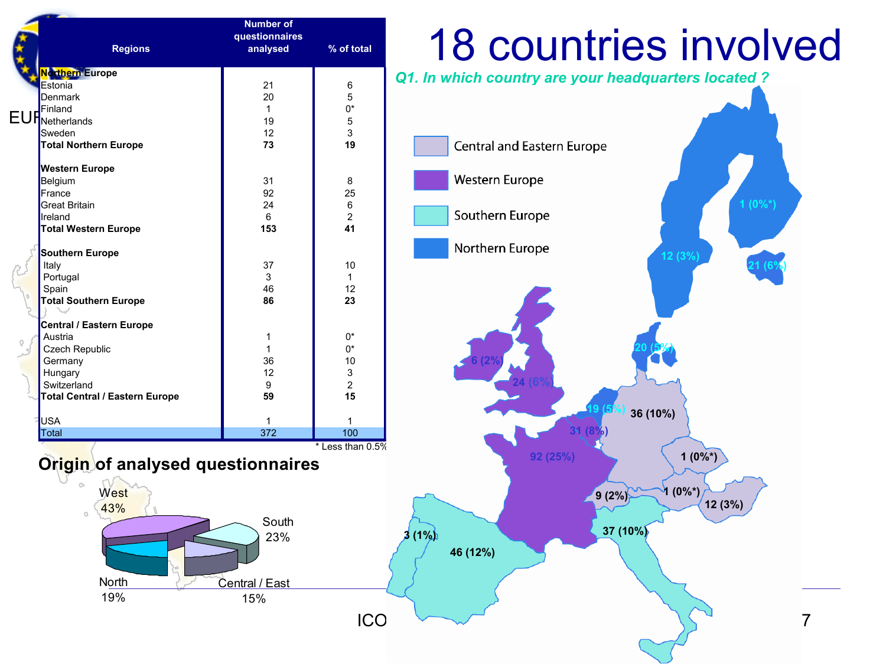# 18 countries involved

| Regions | Number of questionnaires analysed | % of total |
|---|---|---|
| **Northern Europe** | | |
| Estonia | 21 | 6 |
| Denmark | 20 | 5 |
| Finland | 1 | 0* |
| Netherlands | 19 | 5 |
| Sweden | 12 | 3 |
| **Total Northern Europe** | **73** | **19** |
| **Western Europe** | | |
| Belgium | 31 | 8 |
| France | 92 | 25 |
| Great Britain | 24 | 6 |
| Ireland | 6 | 2 |
| **Total Western Europe** | **153** | **41** |
| **Southern Europe** | | |
| Italy | 37 | 10 |
| Portugal | 3 | 1 |
| Spain | 46 | 12 |
| **Total Southern Europe** | **86** | **23** |
| **Central / Eastern Europe** | | |
| Austria | 1 | 0* |
| Czech Republic | 1 | 0* |
| Germany | 36 | 10 |
| Hungary | 12 | 3 |
| Switzerland | 9 | 2 |
| **Total Central / Eastern Europe** | **59** | **15** |
| USA | 1 | 1 |
| Total | 372 | 100 |

\* Less than 0.5%

**Origin of analysed questionnaires**

West 43%, South 23%, North 19%, Central / East 15%

*Q1. In which country are your headquarters located ?*

Central and Eastern Europe; Western Europe; Southern Europe; Northern Europe

1 (0%*) · 12 (3%) · 21 (6%) · 20 (5%) · 6 (2%) · 24 (6%) · 19 (5%) · 36 (10%) · 31 (8%) · 92 (25%) · 1 (0%*) · 9 (2%) · 1 (0%*) · 12 (3%) · 37 (10%) · 3 (1%) · 46 (12%)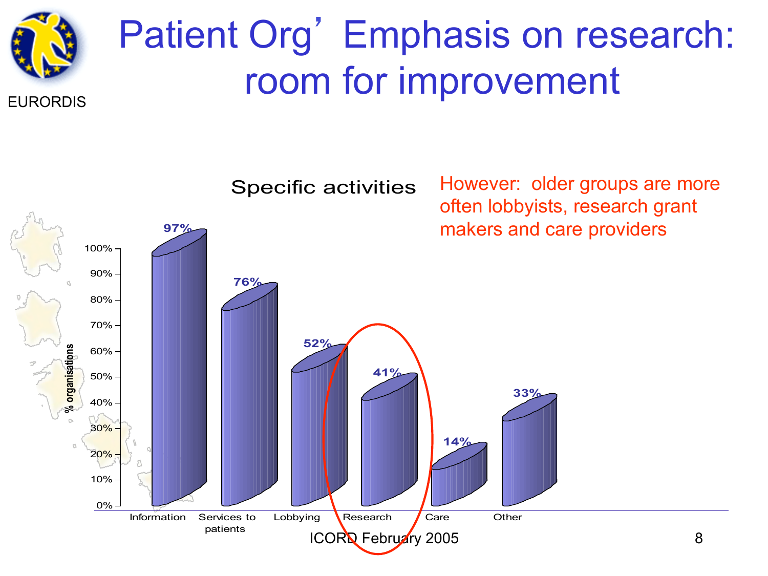EURORDIS

# Patient Org' Emphasis on research: room for improvement

**Specific activities**

However: older groups are more often lobbyists, research grant makers and care providers

| Activity | % organisations |
|---|---|
| Information | 97% |
| Services to patients | 76% |
| Lobbying | 52% |
| Research | 41% |
| Care | 14% |
| Other | 33% |

ICORD February 2005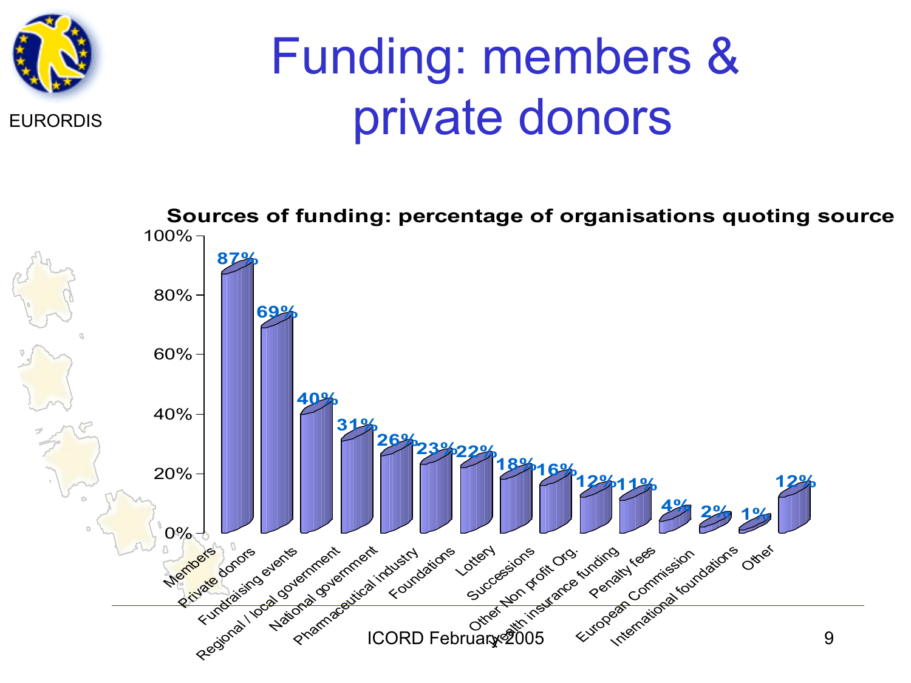# Funding: members & private donors

EURORDIS

**Sources of funding: percentage of organisations quoting source**

| Source | Percentage |
| --- | --- |
| Members | 87% |
| Private donors | 69% |
| Fundraising events | 40% |
| Regional / local government | 31% |
| National government | 26% |
| Pharmaceutical industry | 23% |
| Foundations | 22% |
| Lottery | 18% |
| Successions | 16% |
| Other Non profit Org. | 12% |
| Health insurance funding | 11% |
| Penalty fees | 4% |
| European Commission | 2% |
| International foundations | 1% |
| Other | 12% |

ICORD February 2005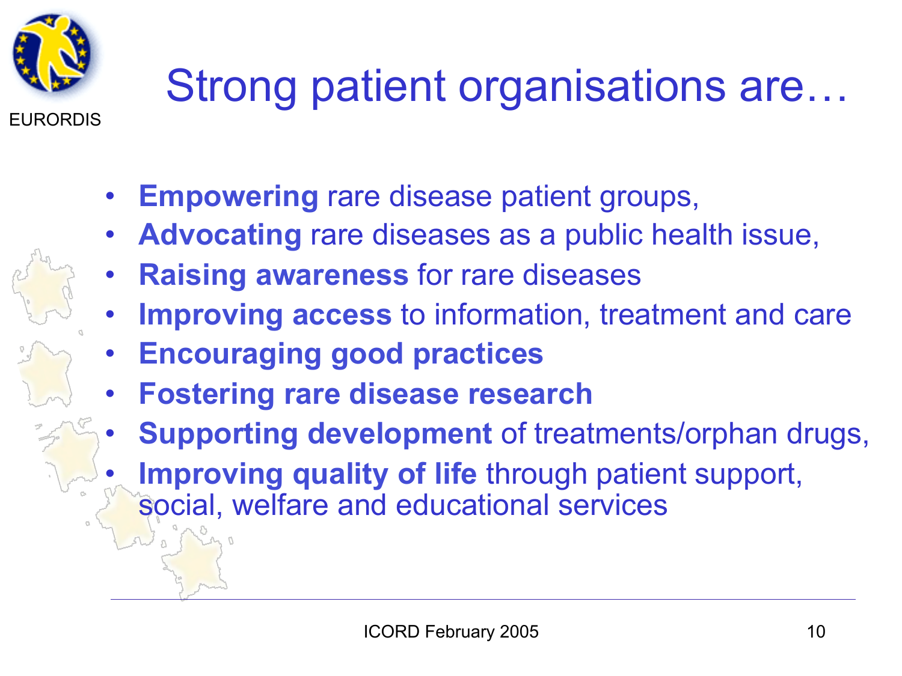# Strong patient organisations are…

- **Empowering** rare disease patient groups,
- **Advocating** rare diseases as a public health issue,
- **Raising awareness** for rare diseases
- **Improving access** to information, treatment and care
- **Encouraging good practices**
- **Fostering rare disease research**
- **Supporting development** of treatments/orphan drugs,
- **Improving quality of life** through patient support, social, welfare and educational services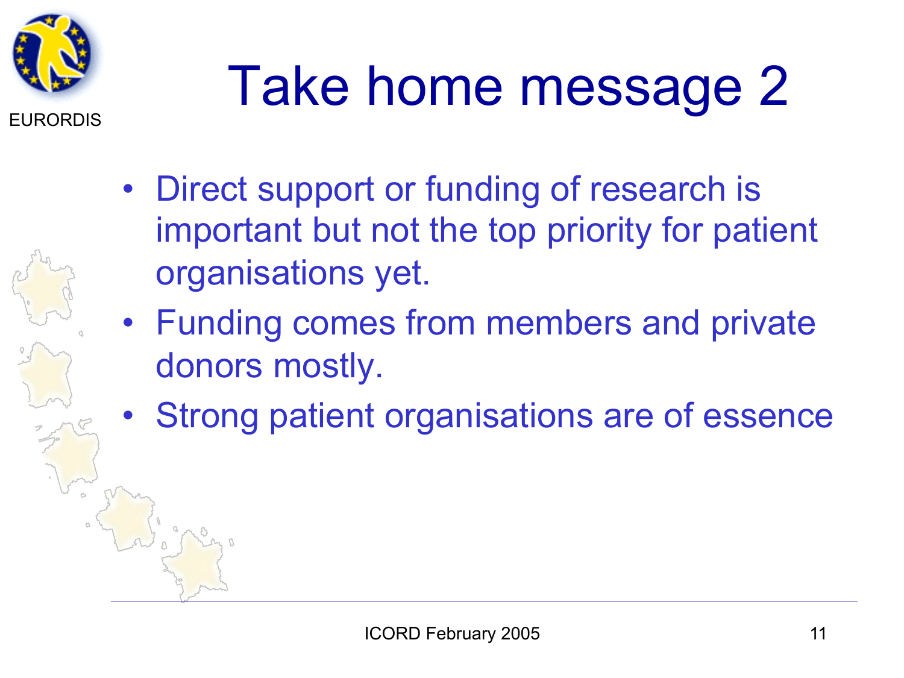# Take home message 2

- Direct support or funding of research is important but not the top priority for patient organisations yet.
- Funding comes from members and private donors mostly.
- Strong patient organisations are of essence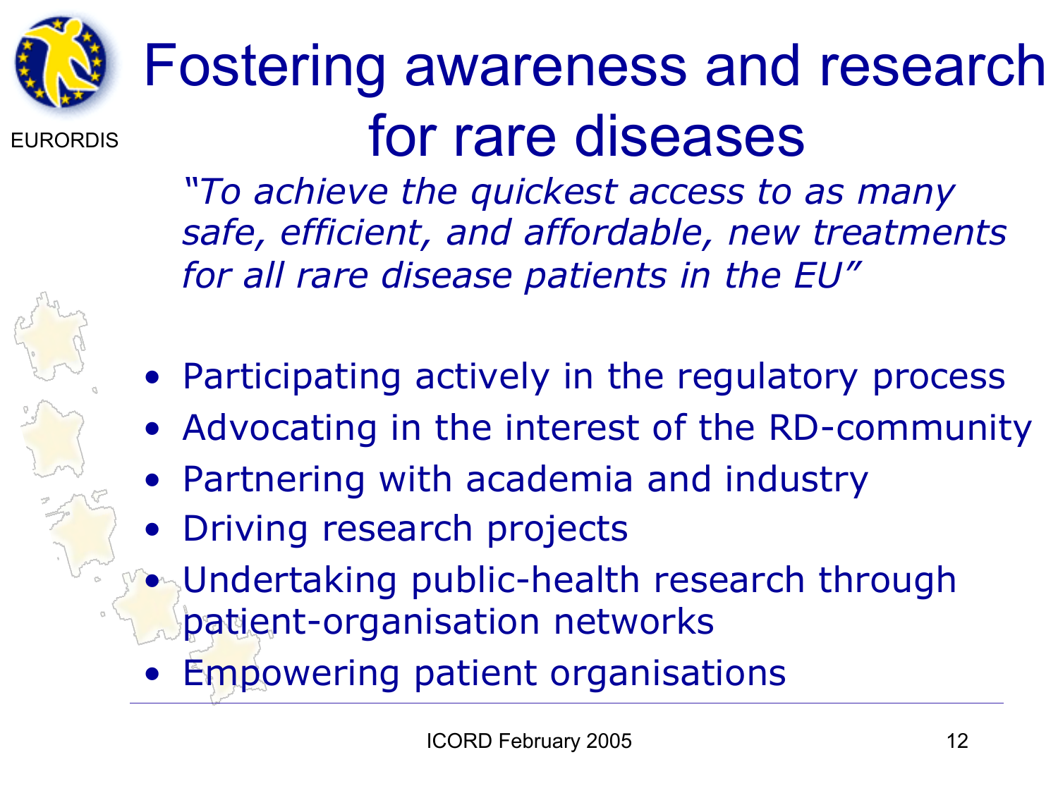EURORDIS

# Fostering awareness and research for rare diseases

*"To achieve the quickest access to as many safe, efficient, and affordable, new treatments for all rare disease patients in the EU"*

- Participating actively in the regulatory process
- Advocating in the interest of the RD-community
- Partnering with academia and industry
- Driving research projects
- Undertaking public-health research through patient-organisation networks
- Empowering patient organisations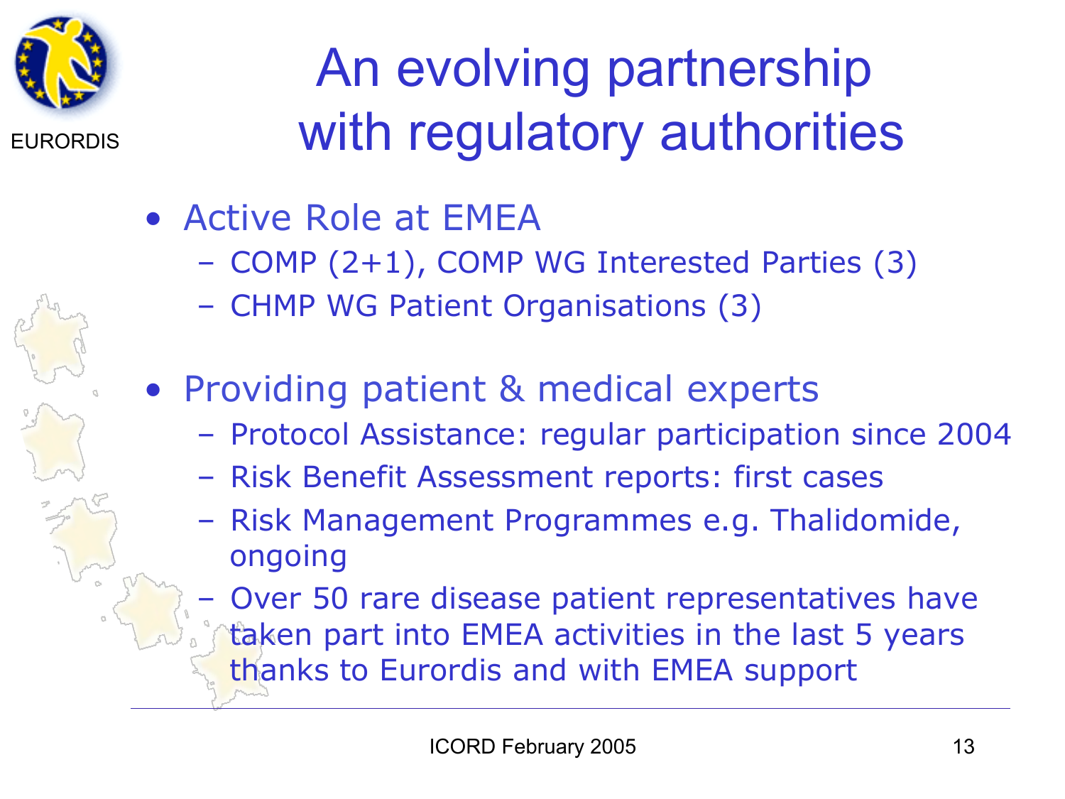# An evolving partnership with regulatory authorities

- Active Role at EMEA
  - COMP (2+1), COMP WG Interested Parties (3)
  - CHMP WG Patient Organisations (3)
- Providing patient & medical experts
  - Protocol Assistance: regular participation since 2004
  - Risk Benefit Assessment reports: first cases
  - Risk Management Programmes e.g. Thalidomide, ongoing
  - Over 50 rare disease patient representatives have taken part into EMEA activities in the last 5 years thanks to Eurordis and with EMEA support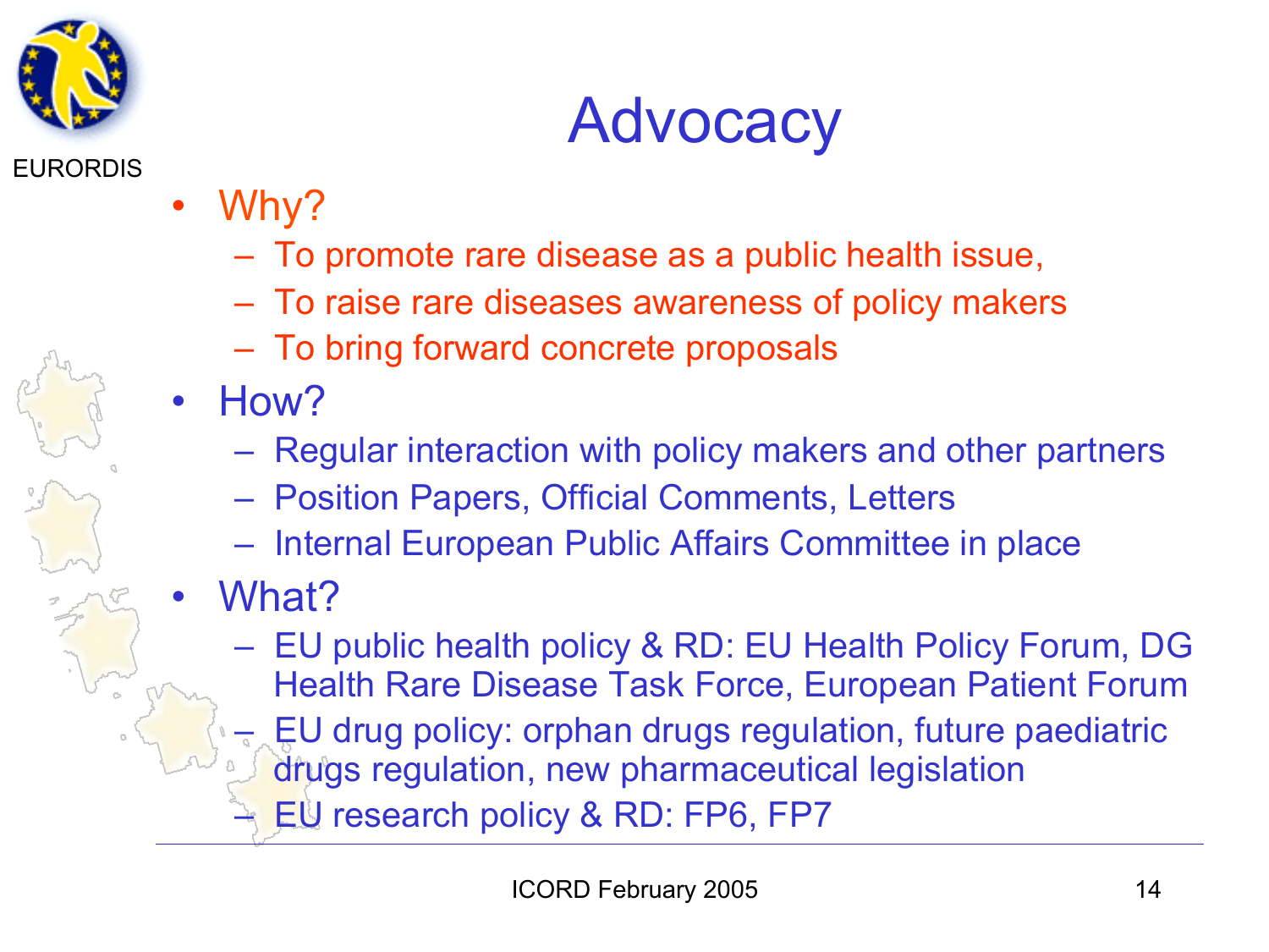EURORDIS

# Advocacy

- Why?
  - To promote rare disease as a public health issue,
  - To raise rare diseases awareness of policy makers
  - To bring forward concrete proposals
- How?
  - Regular interaction with policy makers and other partners
  - Position Papers, Official Comments, Letters
  - Internal European Public Affairs Committee in place
- What?
  - EU public health policy & RD: EU Health Policy Forum, DG Health Rare Disease Task Force, European Patient Forum
  - EU drug policy: orphan drugs regulation, future paediatric drugs regulation, new pharmaceutical legislation
  - EU research policy & RD: FP6, FP7

ICORD February 2005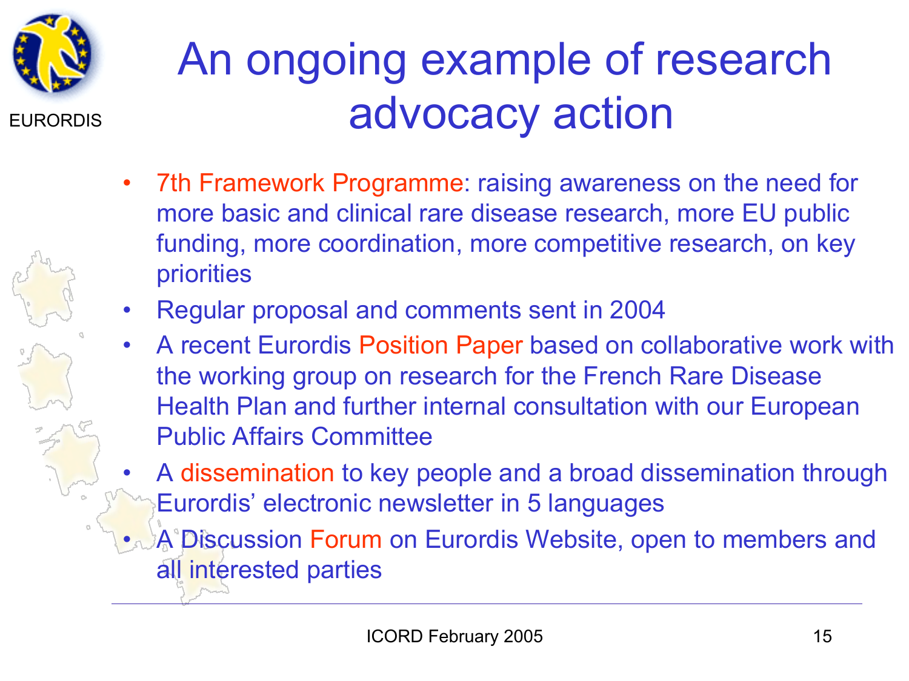# An ongoing example of research advocacy action

- 7th Framework Programme: raising awareness on the need for more basic and clinical rare disease research, more EU public funding, more coordination, more competitive research, on key priorities
- Regular proposal and comments sent in 2004
- A recent Eurordis Position Paper based on collaborative work with the working group on research for the French Rare Disease Health Plan and further internal consultation with our European Public Affairs Committee
- A dissemination to key people and a broad dissemination through Eurordis' electronic newsletter in 5 languages
- A Discussion Forum on Eurordis Website, open to members and all interested parties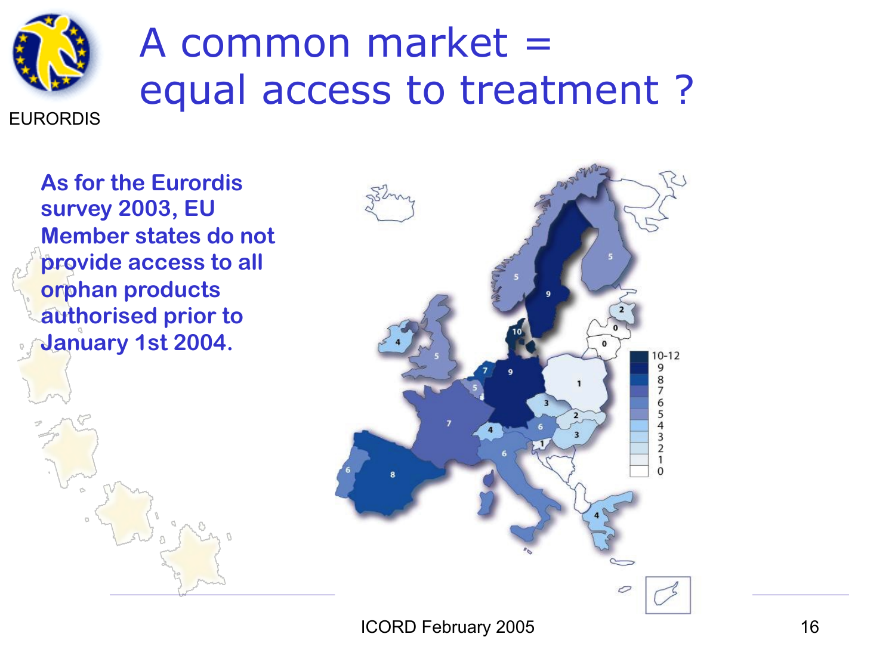# A common market = equal access to treatment ?

**As for the Eurordis survey 2003, EU Member states do not provide access to all orphan products authorised prior to January 1st 2004.**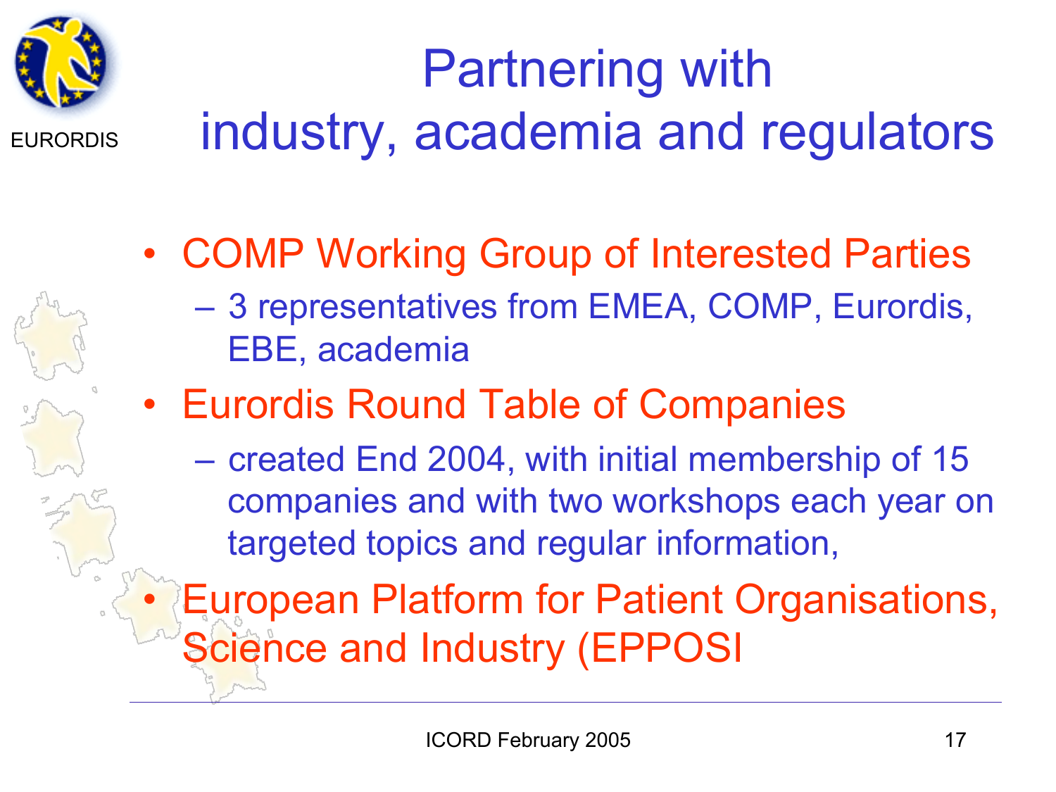EURORDIS

# Partnering with industry, academia and regulators

- COMP Working Group of Interested Parties
  - 3 representatives from EMEA, COMP, Eurordis, EBE, academia
- Eurordis Round Table of Companies
  - created End 2004, with initial membership of 15 companies and with two workshops each year on targeted topics and regular information,
- European Platform for Patient Organisations, Science and Industry (EPPOSI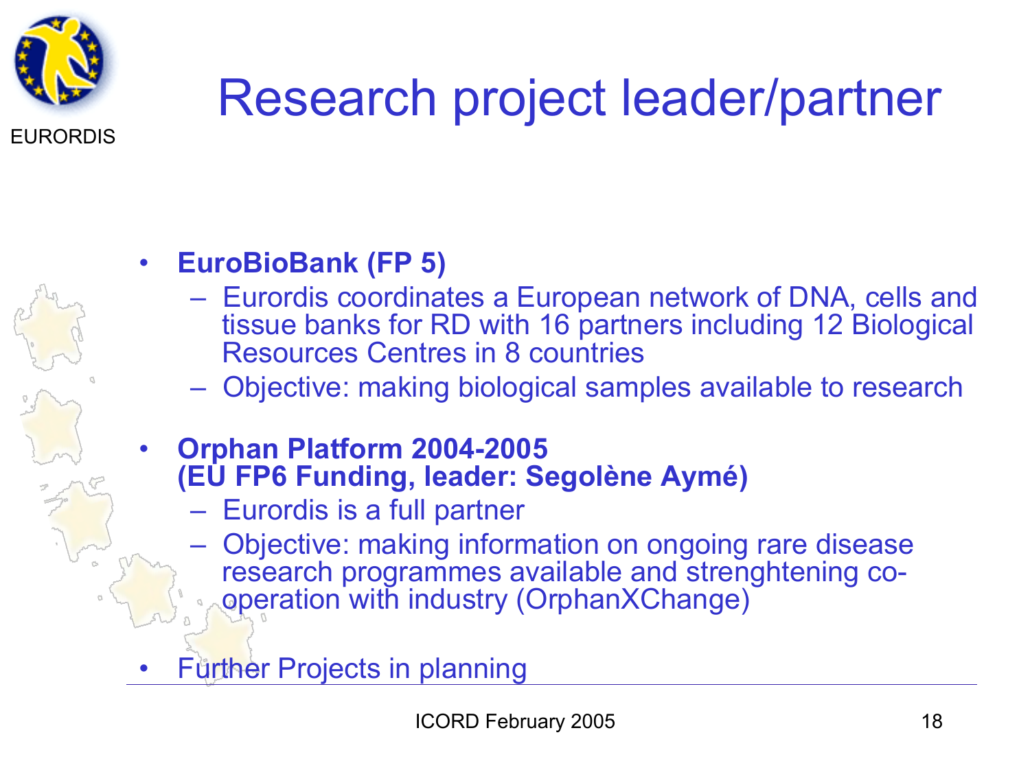# Research project leader/partner

- **EuroBioBank (FP 5)**
  - Eurordis coordinates a European network of DNA, cells and tissue banks for RD with 16 partners including 12 Biological Resources Centres in 8 countries
  - Objective: making biological samples available to research
- **Orphan Platform 2004-2005 (EU FP6 Funding, leader: Segolène Aymé)**
  - Eurordis is a full partner
  - Objective: making information on ongoing rare disease research programmes available and strenghtening co-operation with industry (OrphanXChange)
- Further Projects in planning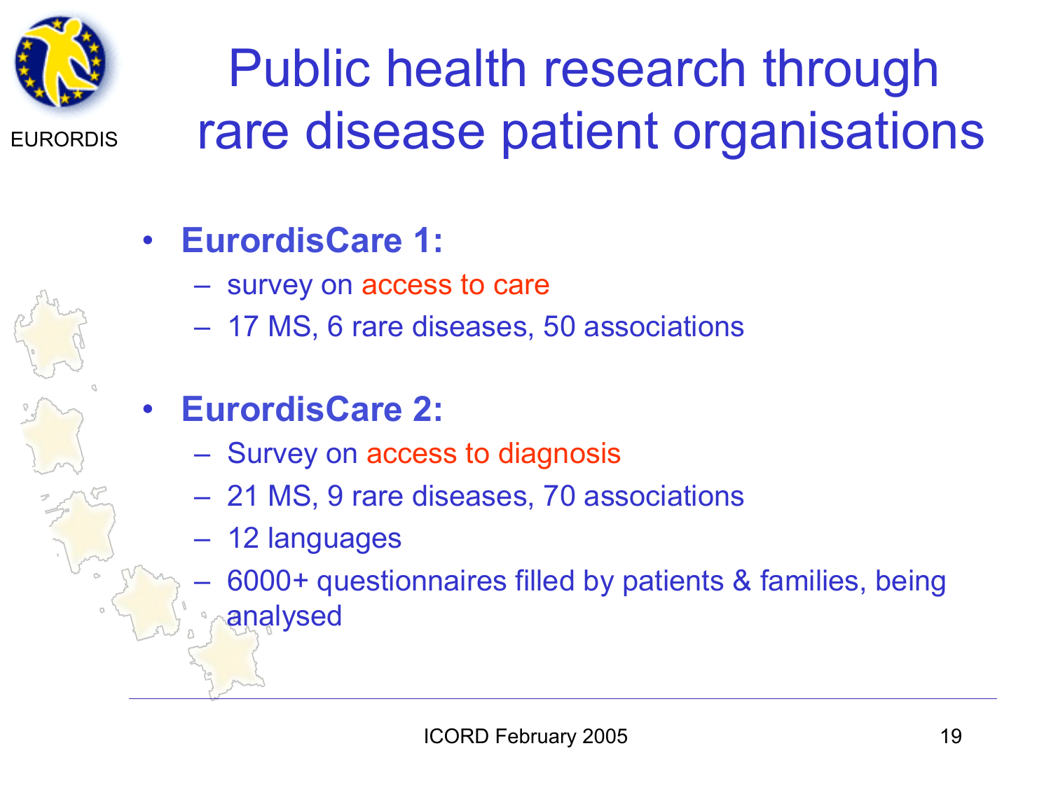# Public health research through rare disease patient organisations

- **EurordisCare 1:**
  - survey on access to care
  - 17 MS, 6 rare diseases, 50 associations

- **EurordisCare 2:**
  - Survey on access to diagnosis
  - 21 MS, 9 rare diseases, 70 associations
  - 12 languages
  - 6000+ questionnaires filled by patients & families, being analysed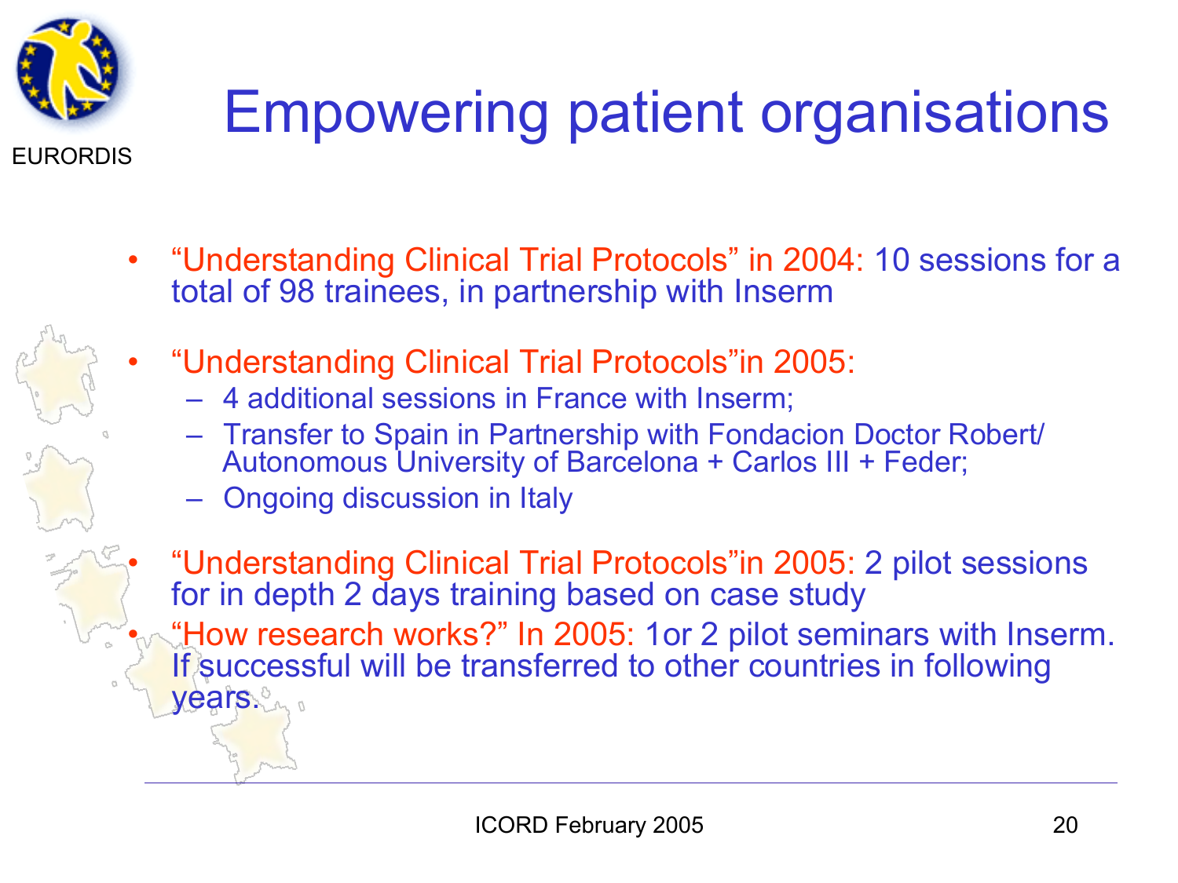EURORDIS

# Empowering patient organisations

- "Understanding Clinical Trial Protocols" in 2004: 10 sessions for a total of 98 trainees, in partnership with Inserm
- "Understanding Clinical Trial Protocols"in 2005:
  - 4 additional sessions in France with Inserm;
  - Transfer to Spain in Partnership with Fondacion Doctor Robert/ Autonomous University of Barcelona + Carlos III + Feder;
  - Ongoing discussion in Italy
- "Understanding Clinical Trial Protocols"in 2005: 2 pilot sessions for in depth 2 days training based on case study
- "How research works?" In 2005: 1or 2 pilot seminars with Inserm. If successful will be transferred to other countries in following years.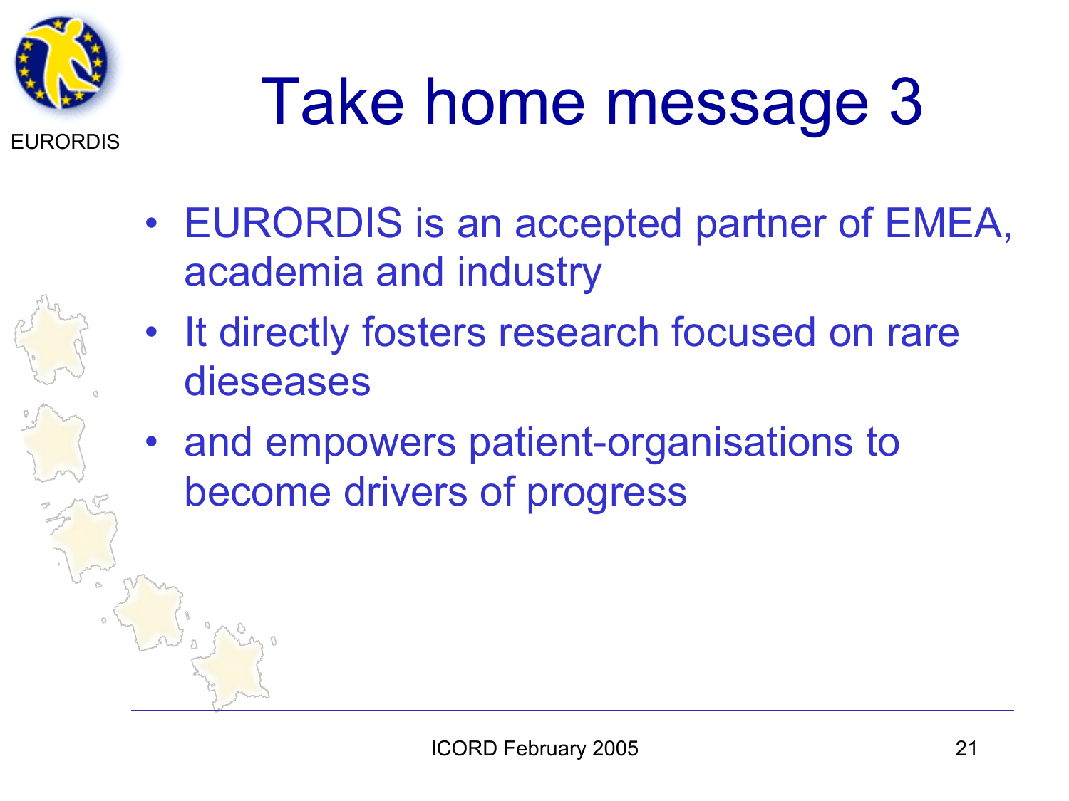# Take home message 3

- EURORDIS is an accepted partner of EMEA, academia and industry
- It directly fosters research focused on rare dieseases
- and empowers patient-organisations to become drivers of progress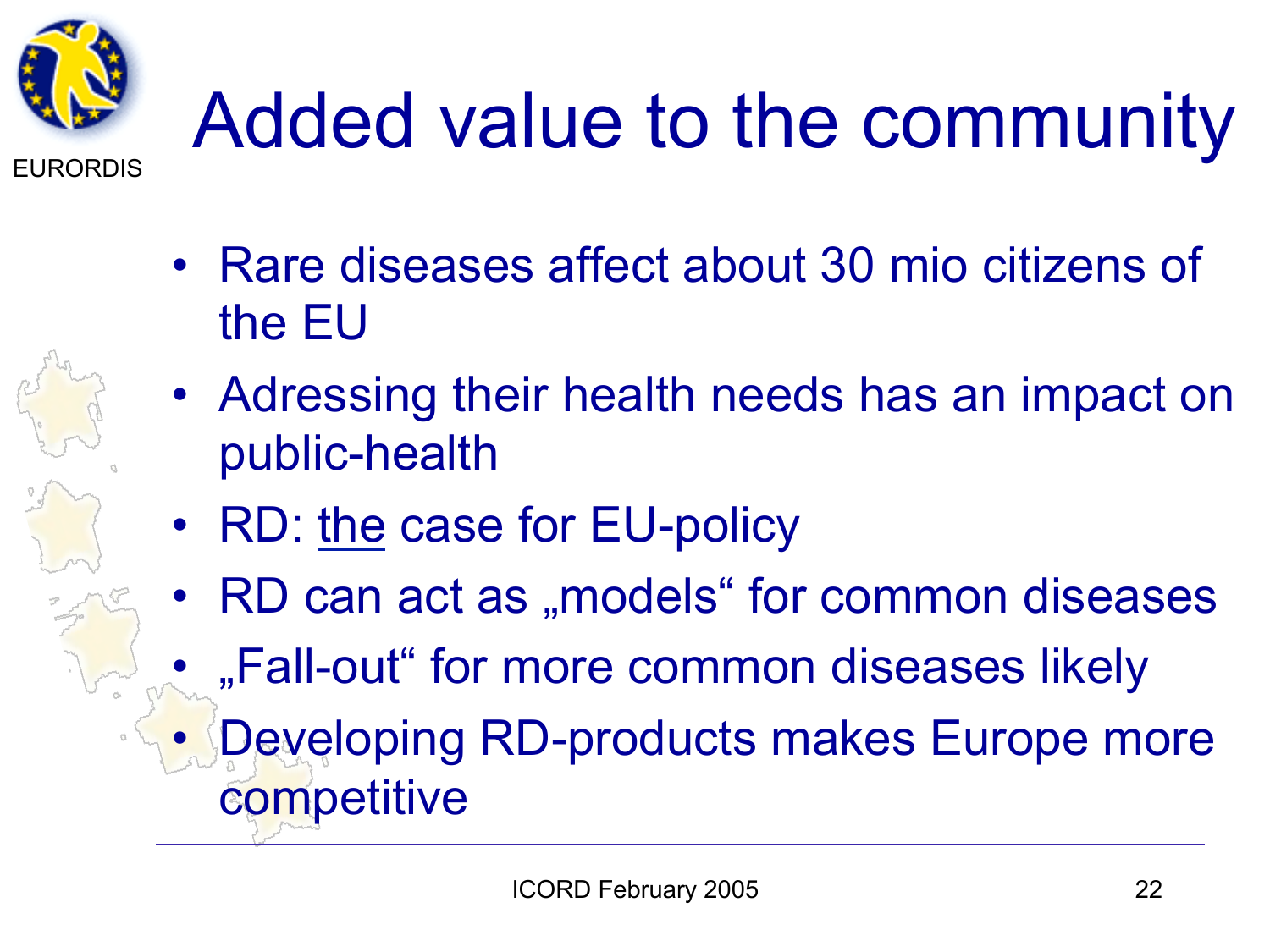# Added value to the community

- Rare diseases affect about 30 mio citizens of the EU
- Adressing their health needs has an impact on public-health
- RD: <u>the</u> case for EU-policy
- RD can act as „models" for common diseases
- „Fall-out" for more common diseases likely
- Developing RD-products makes Europe more competitive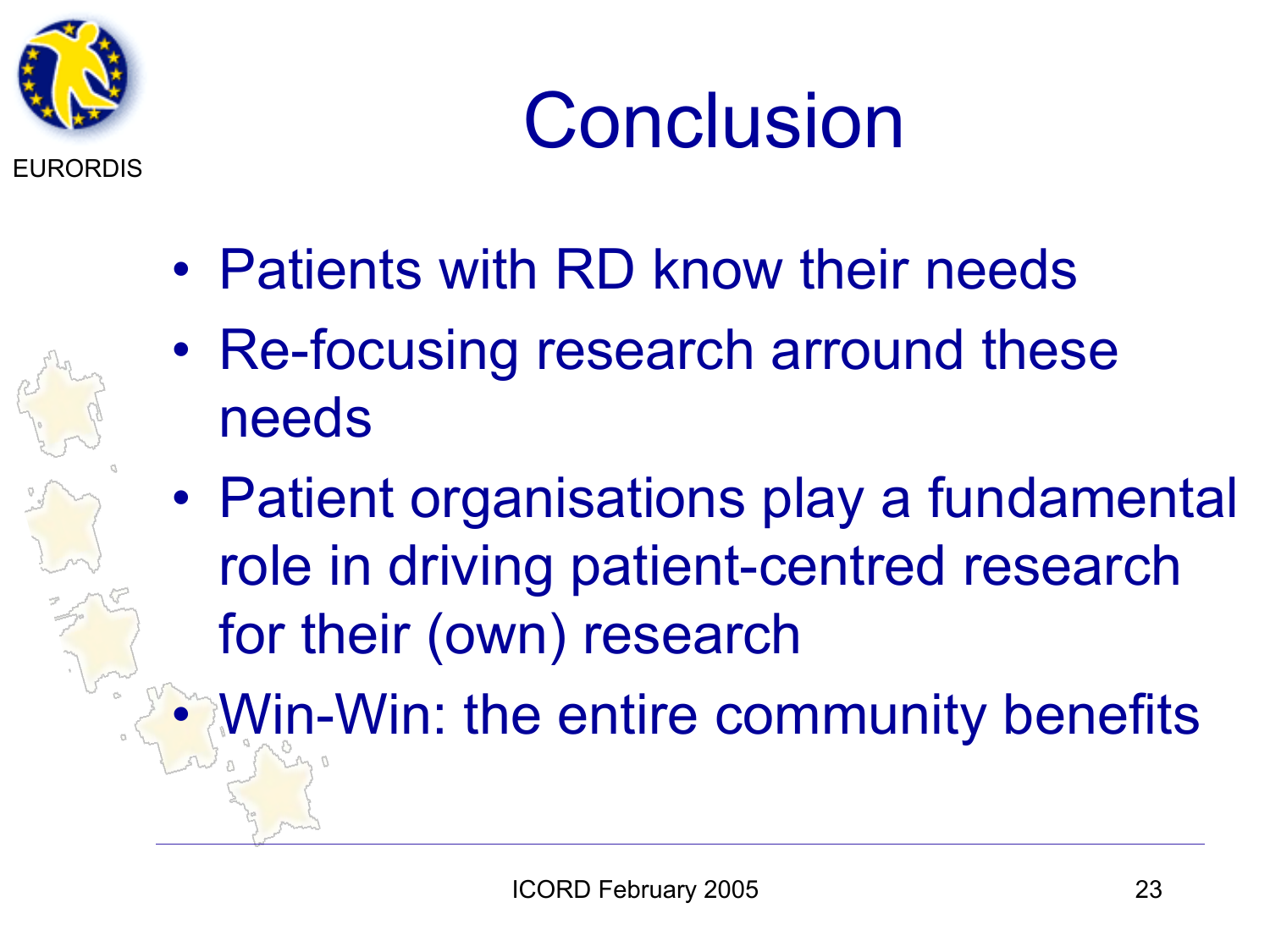# Conclusion

- Patients with RD know their needs
- Re-focusing research arround these needs
- Patient organisations play a fundamental role in driving patient-centred research for their (own) research
- Win-Win: the entire community benefits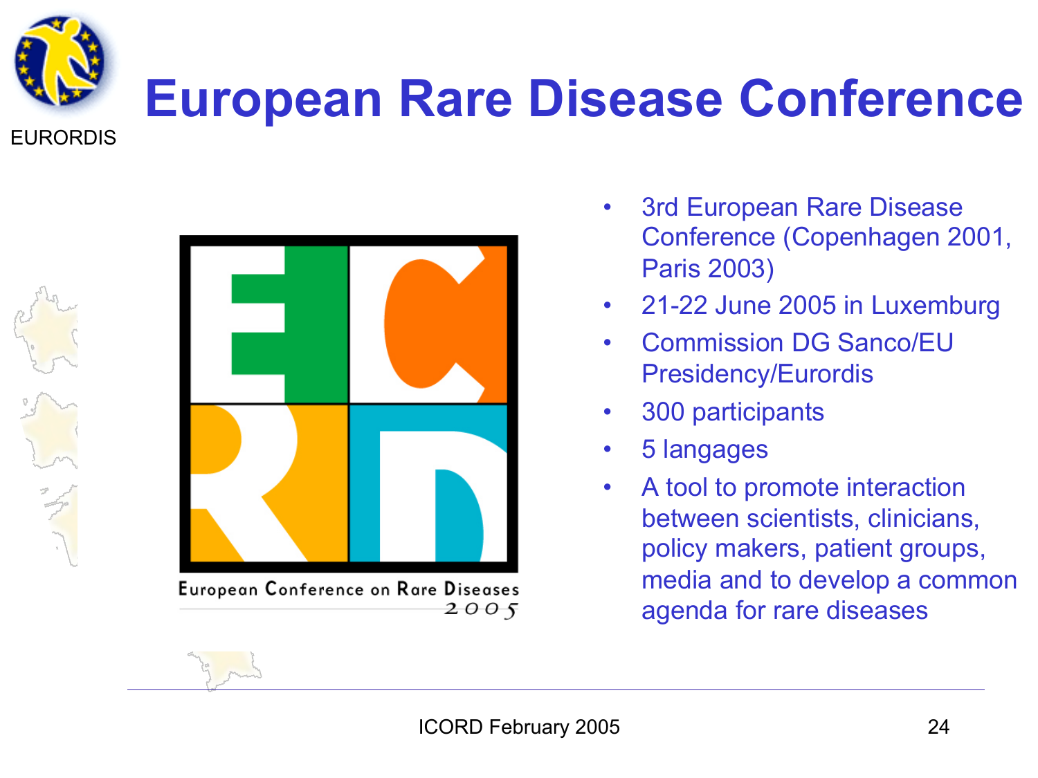EURORDIS

# European Rare Disease Conference

European Conference on Rare Diseases 2005

- 3rd European Rare Disease Conference (Copenhagen 2001, Paris 2003)
- 21-22 June 2005 in Luxemburg
- Commission DG Sanco/EU Presidency/Eurordis
- 300 participants
- 5 langages
- A tool to promote interaction between scientists, clinicians, policy makers, patient groups, media and to develop a common agenda for rare diseases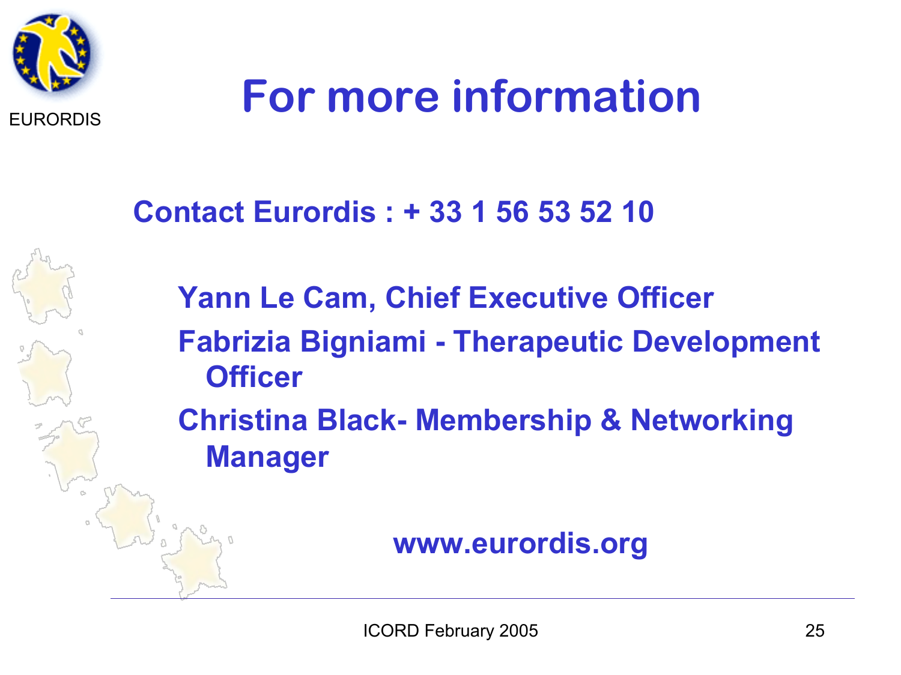EURORDIS

# For more information

**Contact Eurordis : + 33 1 56 53 52 10**

**Yann Le Cam, Chief Executive Officer**

**Fabrizia Bigniami - Therapeutic Development Officer**

**Christina Black- Membership & Networking Manager**

**www.eurordis.org**

ICORD February 2005